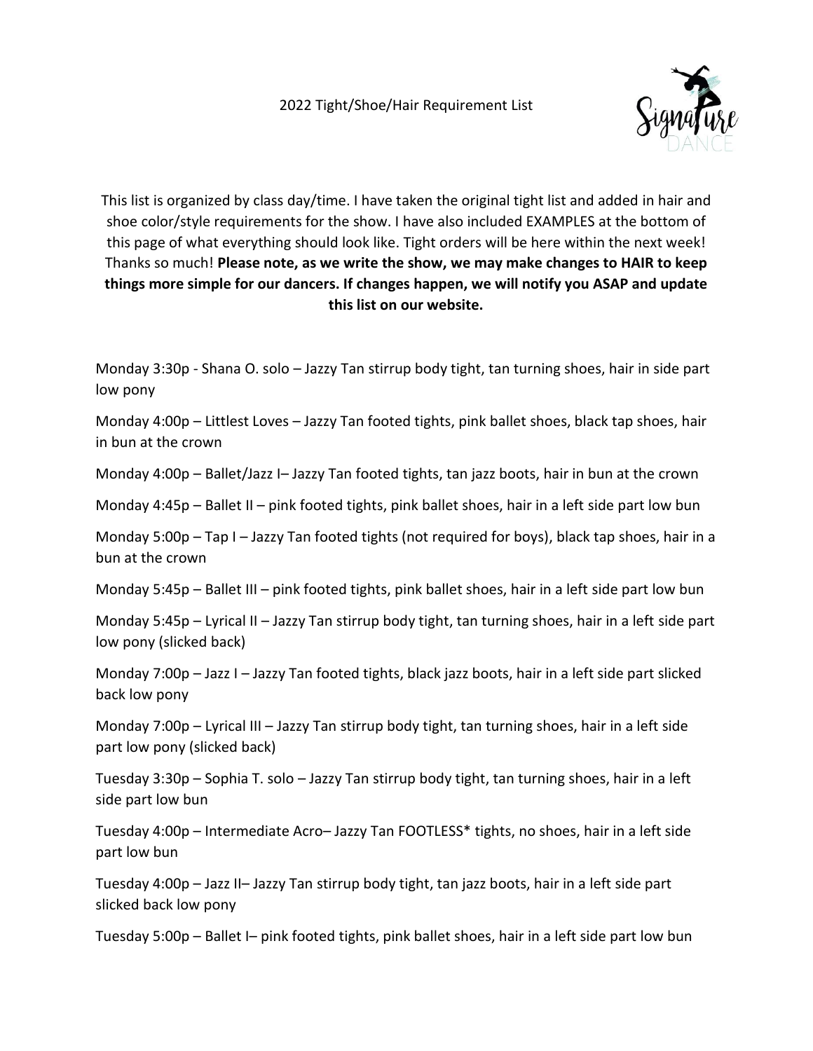# 2022 Tight/Shoe/Hair Requirement List

This list is organized by class day/time. I have taken the original tight list and added in hair and shoe color/style requirements for the show. I have also included EXAMPLES at the bottom of this page of what everything should look like. Tight orders will be here within the next week! Thanks so much! **Please note, as we write the show, we may make changes to HAIR to keep things more simple for our dancers. If changes happen, we will notify you ASAP and update this list on our website.**

Monday 3:30p - Shana O. solo – Jazzy Tan stirrup body tight, tan turning shoes, hair in side part low pony

Monday 4:00p – Littlest Loves – Jazzy Tan footed tights, pink ballet shoes, black tap shoes, hair in bun at the crown

Monday 4:00p – Ballet/Jazz I– Jazzy Tan footed tights, tan jazz boots, hair in bun at the crown

Monday 4:45p – Ballet II – pink footed tights, pink ballet shoes, hair in a left side part low bun

Monday 5:00p – Tap I – Jazzy Tan footed tights (not required for boys), black tap shoes, hair in a bun at the crown

Monday 5:45p – Ballet III – pink footed tights, pink ballet shoes, hair in a left side part low bun

Monday 5:45p – Lyrical II – Jazzy Tan stirrup body tight, tan turning shoes, hair in a left side part low pony (slicked back)

Monday 7:00p – Jazz I – Jazzy Tan footed tights, black jazz boots, hair in a left side part slicked back low pony

Monday 7:00p – Lyrical III – Jazzy Tan stirrup body tight, tan turning shoes, hair in a left side part low pony (slicked back)

Tuesday 3:30p – Sophia T. solo – Jazzy Tan stirrup body tight, tan turning shoes, hair in a left side part low bun

Tuesday 4:00p – Intermediate Acro– Jazzy Tan FOOTLESS* tights, no shoes, hair in a left side part low bun

Tuesday 4:00p – Jazz II– Jazzy Tan stirrup body tight, tan jazz boots, hair in a left side part slicked back low pony

Tuesday 5:00p – Ballet I– pink footed tights, pink ballet shoes, hair in a left side part low bun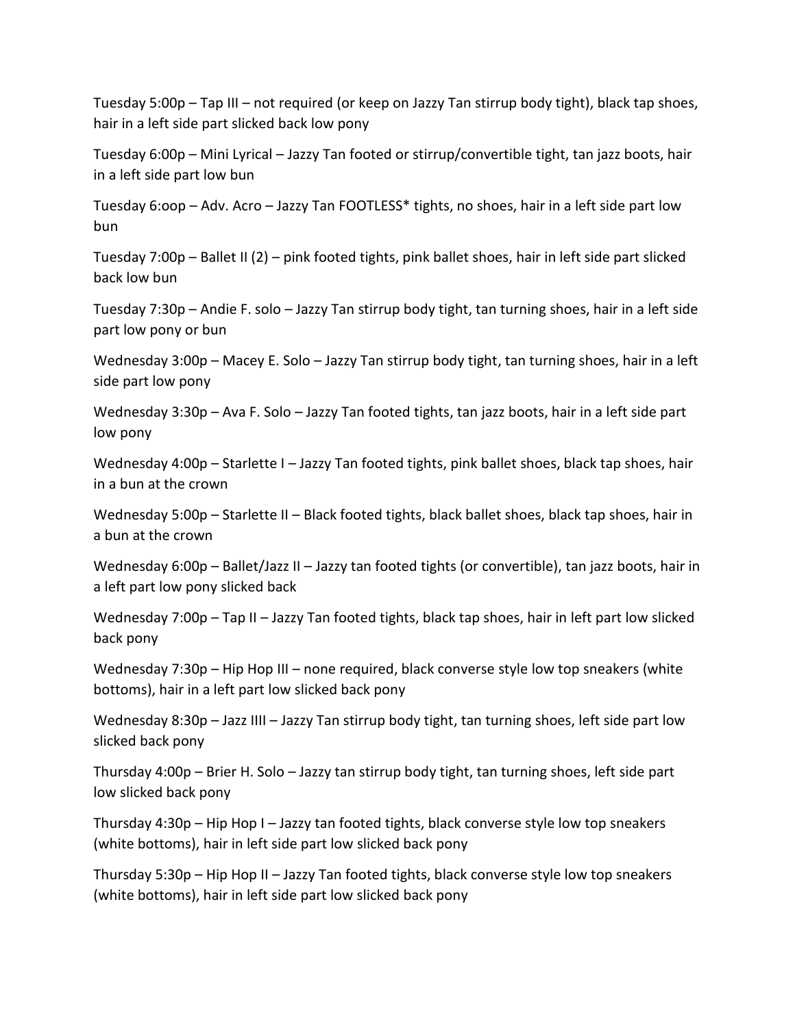Tuesday 5:00p – Tap III – not required (or keep on Jazzy Tan stirrup body tight), black tap shoes, hair in a left side part slicked back low pony

Tuesday 6:00p – Mini Lyrical – Jazzy Tan footed or stirrup/convertible tight, tan jazz boots, hair in a left side part low bun

Tuesday 6:oop – Adv. Acro – Jazzy Tan FOOTLESS* tights, no shoes, hair in a left side part low bun

Tuesday 7:00p – Ballet II (2) – pink footed tights, pink ballet shoes, hair in left side part slicked back low bun

Tuesday 7:30p – Andie F. solo – Jazzy Tan stirrup body tight, tan turning shoes, hair in a left side part low pony or bun

Wednesday 3:00p – Macey E. Solo – Jazzy Tan stirrup body tight, tan turning shoes, hair in a left side part low pony

Wednesday 3:30p – Ava F. Solo – Jazzy Tan footed tights, tan jazz boots, hair in a left side part low pony

Wednesday 4:00p – Starlette I – Jazzy Tan footed tights, pink ballet shoes, black tap shoes, hair in a bun at the crown

Wednesday 5:00p – Starlette II – Black footed tights, black ballet shoes, black tap shoes, hair in a bun at the crown

Wednesday 6:00p – Ballet/Jazz II – Jazzy tan footed tights (or convertible), tan jazz boots, hair in a left part low pony slicked back

Wednesday 7:00p – Tap II – Jazzy Tan footed tights, black tap shoes, hair in left part low slicked back pony

Wednesday 7:30p – Hip Hop III – none required, black converse style low top sneakers (white bottoms), hair in a left part low slicked back pony

Wednesday 8:30p – Jazz IIII – Jazzy Tan stirrup body tight, tan turning shoes, left side part low slicked back pony

Thursday 4:00p – Brier H. Solo – Jazzy tan stirrup body tight, tan turning shoes, left side part low slicked back pony

Thursday 4:30p – Hip Hop I – Jazzy tan footed tights, black converse style low top sneakers (white bottoms), hair in left side part low slicked back pony

Thursday 5:30p – Hip Hop II – Jazzy Tan footed tights, black converse style low top sneakers (white bottoms), hair in left side part low slicked back pony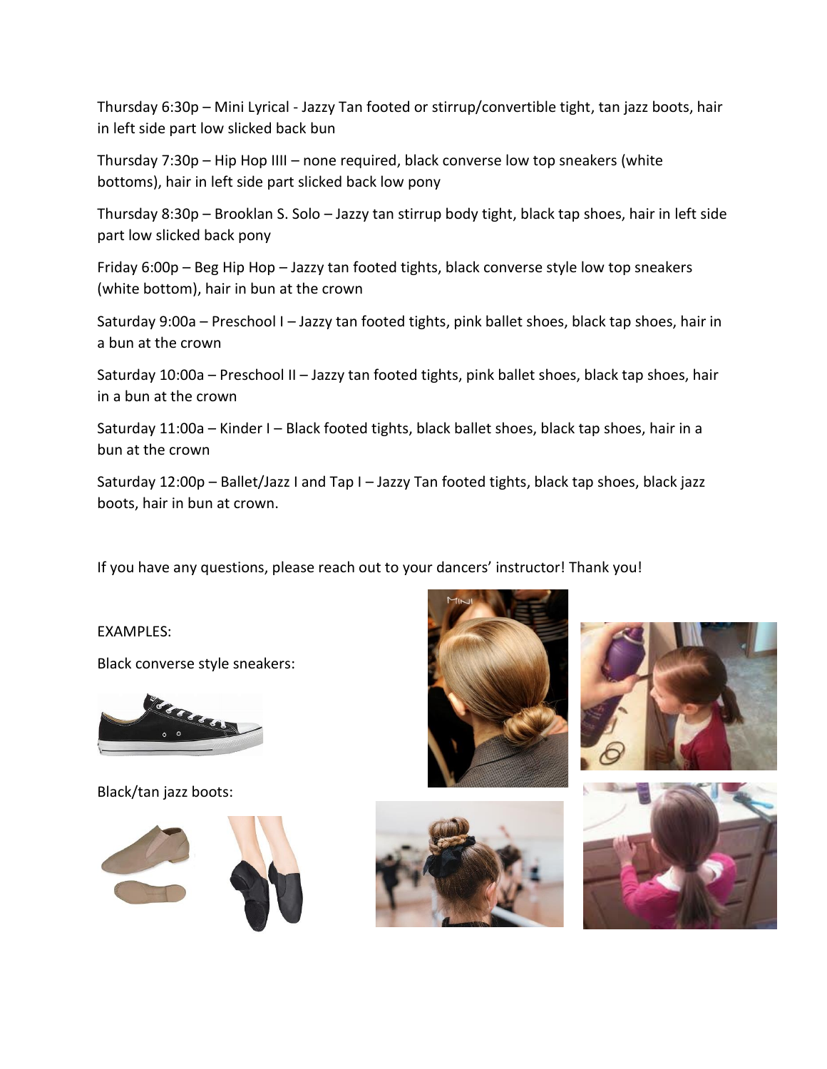Thursday 6:30p – Mini Lyrical - Jazzy Tan footed or stirrup/convertible tight, tan jazz boots, hair in left side part low slicked back bun

Thursday 7:30p – Hip Hop IIII – none required, black converse low top sneakers (white bottoms), hair in left side part slicked back low pony

Thursday 8:30p – Brooklan S. Solo – Jazzy tan stirrup body tight, black tap shoes, hair in left side part low slicked back pony

Friday 6:00p – Beg Hip Hop – Jazzy tan footed tights, black converse style low top sneakers (white bottom), hair in bun at the crown

Saturday 9:00a – Preschool I – Jazzy tan footed tights, pink ballet shoes, black tap shoes, hair in a bun at the crown

Saturday 10:00a – Preschool II – Jazzy tan footed tights, pink ballet shoes, black tap shoes, hair in a bun at the crown

Saturday 11:00a – Kinder I – Black footed tights, black ballet shoes, black tap shoes, hair in a bun at the crown

Saturday 12:00p – Ballet/Jazz I and Tap I – Jazzy Tan footed tights, black tap shoes, black jazz boots, hair in bun at crown.

If you have any questions, please reach out to your dancers' instructor! Thank you!

EXAMPLES:

Black converse style sneakers:

Black/tan jazz boots: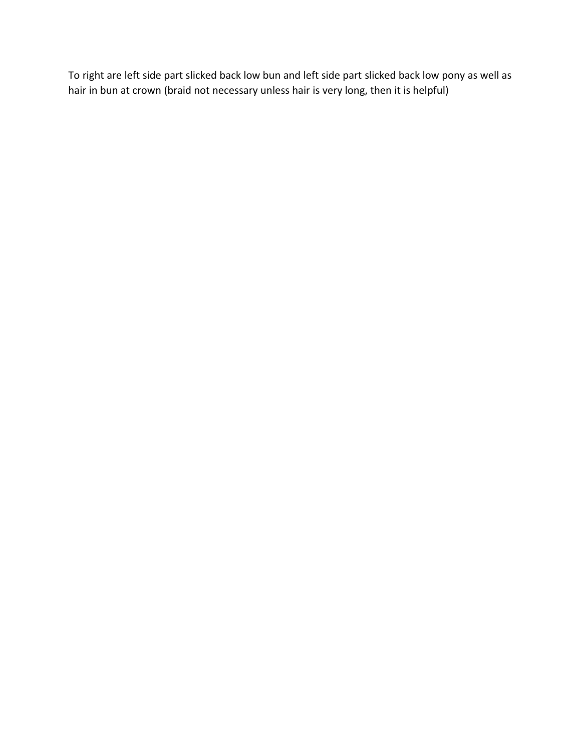To right are left side part slicked back low bun and left side part slicked back low pony as well as hair in bun at crown (braid not necessary unless hair is very long, then it is helpful)